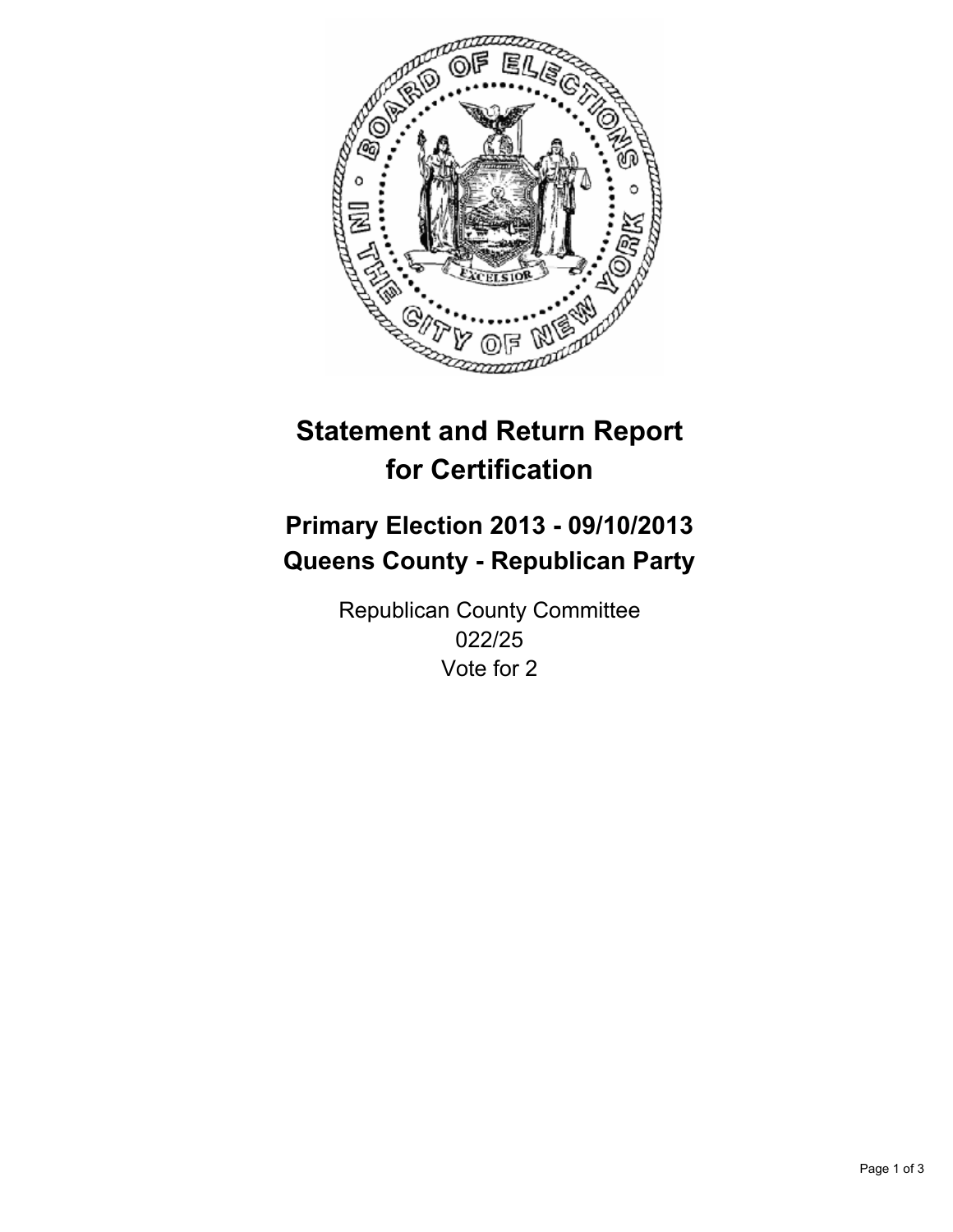# Statement and Return Report for Certification

## Primary Election 2013 - 09/10/2013
## Queens County - Republican Party

Republican County Committee
022/25
Vote for 2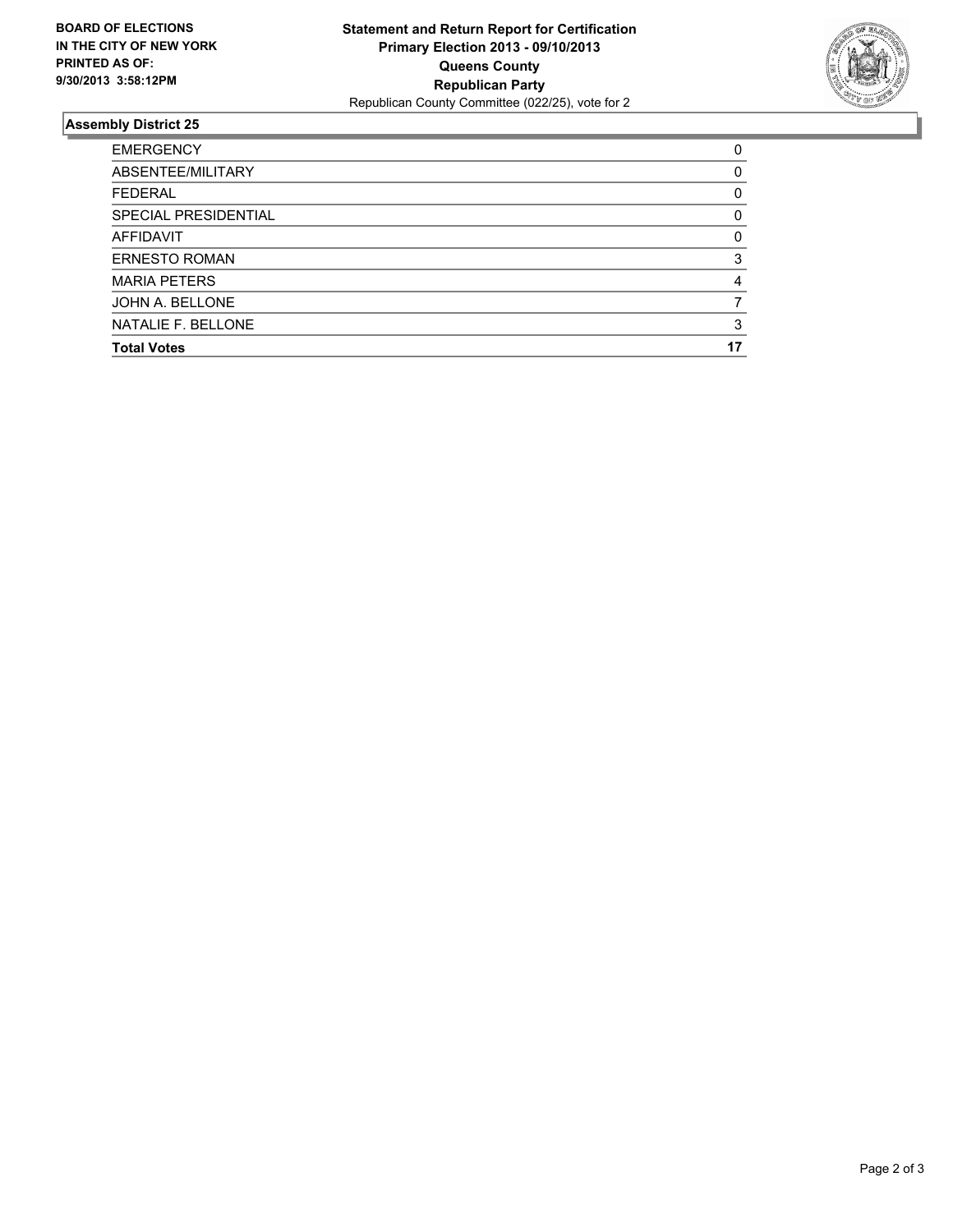**BOARD OF ELECTIONS IN THE CITY OF NEW YORK PRINTED AS OF: 9/30/2013 3:58:12PM**

**Statement and Return Report for Certification**
**Primary Election 2013 - 09/10/2013**
**Queens County**
**Republican Party**
Republican County Committee (022/25), vote for 2

## Assembly District 25

| | |
|---|---|
| EMERGENCY | 0 |
| ABSENTEE/MILITARY | 0 |
| FEDERAL | 0 |
| SPECIAL PRESIDENTIAL | 0 |
| AFFIDAVIT | 0 |
| ERNESTO ROMAN | 3 |
| MARIA PETERS | 4 |
| JOHN A. BELLONE | 7 |
| NATALIE F. BELLONE | 3 |
| **Total Votes** | **17** |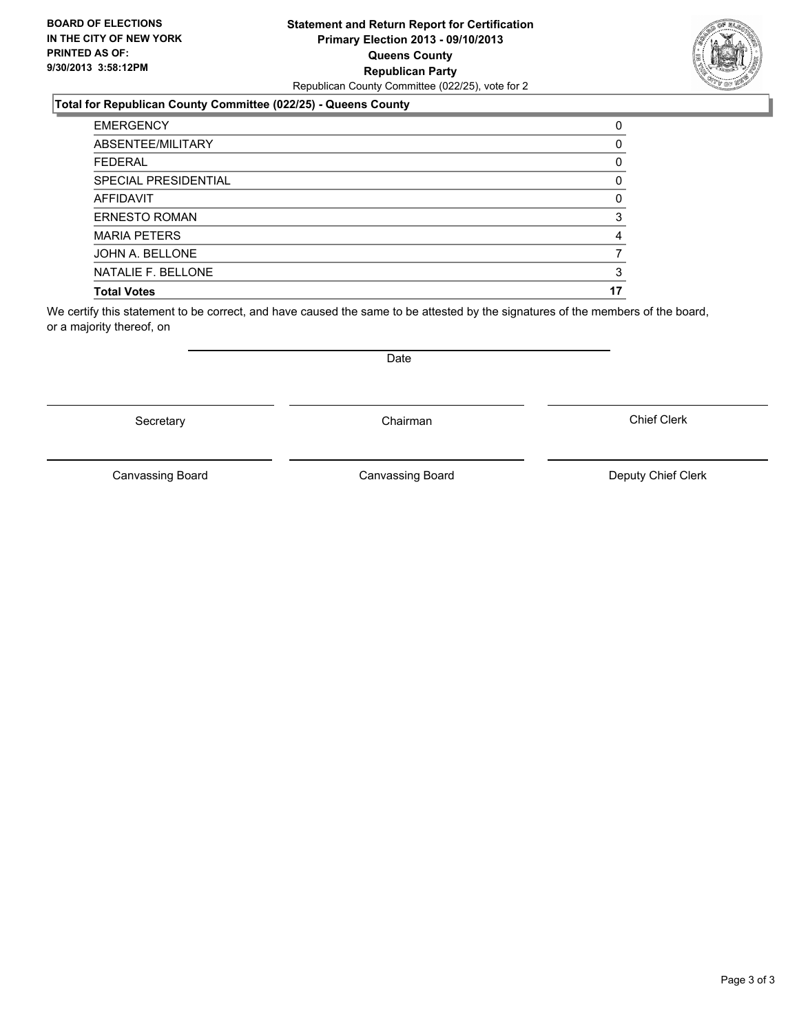**BOARD OF ELECTIONS IN THE CITY OF NEW YORK PRINTED AS OF: 9/30/2013 3:58:12PM**

**Statement and Return Report for Certification**
**Primary Election 2013 - 09/10/2013**
**Queens County**
**Republican Party**
Republican County Committee (022/25), vote for 2

**Total for Republican County Committee (022/25) - Queens County**

| | |
|---|---|
| EMERGENCY | 0 |
| ABSENTEE/MILITARY | 0 |
| FEDERAL | 0 |
| SPECIAL PRESIDENTIAL | 0 |
| AFFIDAVIT | 0 |
| ERNESTO ROMAN | 3 |
| MARIA PETERS | 4 |
| JOHN A. BELLONE | 7 |
| NATALIE F. BELLONE | 3 |
| **Total Votes** | **17** |

We certify this statement to be correct, and have caused the same to be attested by the signatures of the members of the board, or a majority thereof, on

Date

Secretary

Chairman

Chief Clerk

Canvassing Board

Canvassing Board

Deputy Chief Clerk